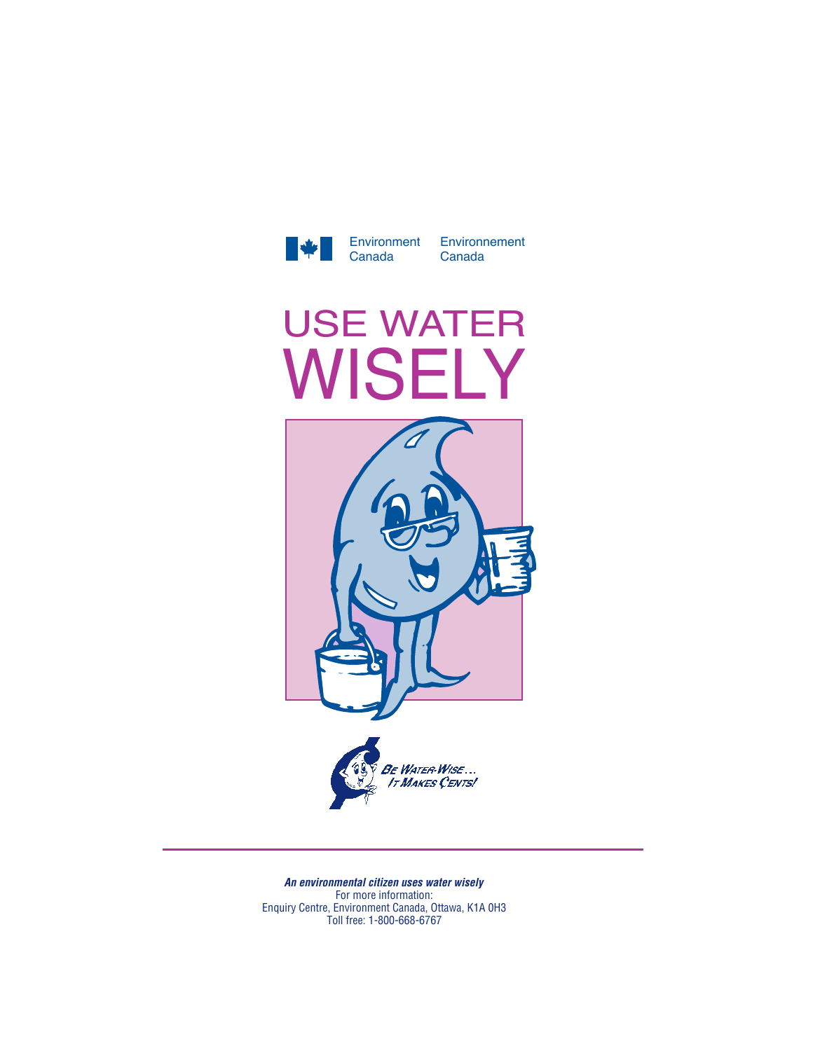Environment Canada Environnement Canada

# USE WATER WISELY

BE WATER-WISE… IT MAKES CENTS!

---

***An environmental citizen uses water wisely***

For more information:
Enquiry Centre, Environment Canada, Ottawa, K1A 0H3
Toll free: 1-800-668-6767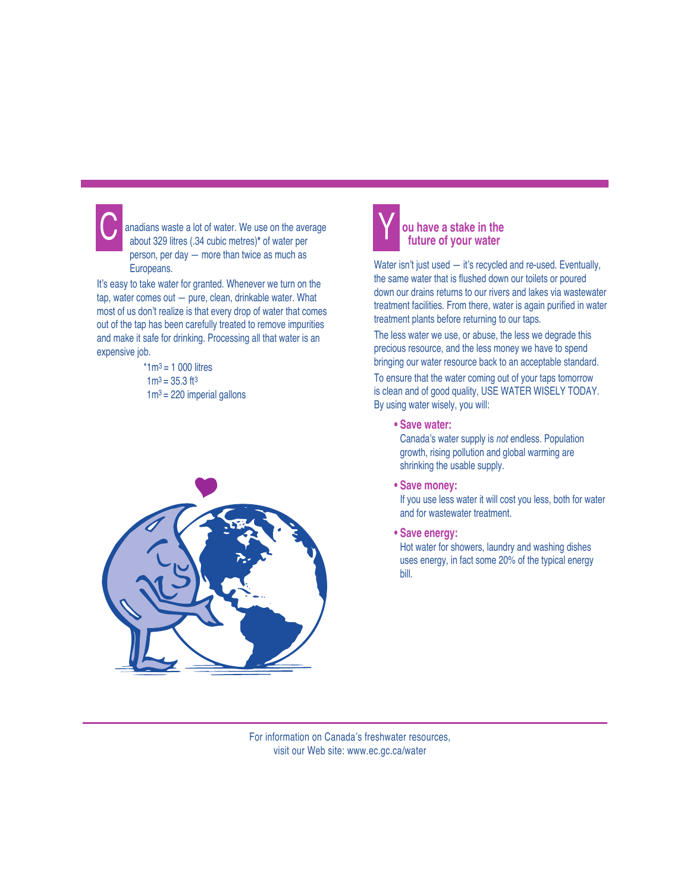Canadians waste a lot of water. We use on the average about 329 litres (.34 cubic metres)* of water per person, per day — more than twice as much as Europeans.

It's easy to take water for granted. Whenever we turn on the tap, water comes out — pure, clean, drinkable water. What most of us don't realize is that every drop of water that comes out of the tap has been carefully treated to remove impurities and make it safe for drinking. Processing all that water is an expensive job.

*$1m^3$ = 1 000 litres
$1m^3$ = 35.3 $ft^3$
$1m^3$ = 220 imperial gallons

## You have a stake in the future of your water

Water isn't just used — it's recycled and re-used. Eventually, the same water that is flushed down our toilets or poured down our drains returns to our rivers and lakes via wastewater treatment facilities. From there, water is again purified in water treatment plants before returning to our taps.

The less water we use, or abuse, the less we degrade this precious resource, and the less money we have to spend bringing our water resource back to an acceptable standard.

To ensure that the water coming out of your taps tomorrow is clean and of good quality, USE WATER WISELY TODAY. By using water wisely, you will:

- **Save water:**
  Canada's water supply is *not* endless. Population growth, rising pollution and global warming are shrinking the usable supply.

- **Save money:**
  If you use less water it will cost you less, both for water and for wastewater treatment.

- **Save energy:**
  Hot water for showers, laundry and washing dishes uses energy, in fact some 20% of the typical energy bill.

For information on Canada's freshwater resources, visit our Web site: www.ec.gc.ca/water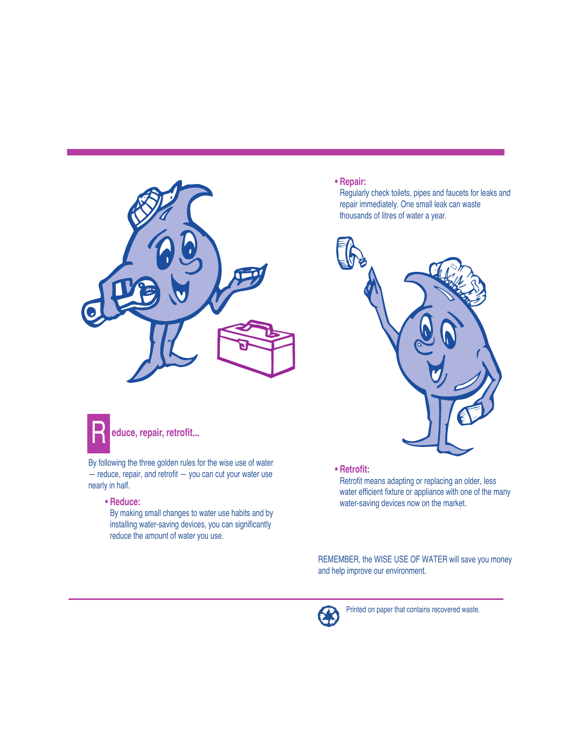## Reduce, repair, retrofit...

By following the three golden rules for the wise use of water — reduce, repair, and retrofit — you can cut your water use nearly in half.

- **Reduce:**
  By making small changes to water use habits and by installing water-saving devices, you can significantly reduce the amount of water you use.

- **Repair:**
  Regularly check toilets, pipes and faucets for leaks and repair immediately. One small leak can waste thousands of litres of water a year.

- **Retrofit:**
  Retrofit means adapting or replacing an older, less water efficient fixture or appliance with one of the many water-saving devices now on the market.

REMEMBER, the WISE USE OF WATER will save you money and help improve our environment.

Printed on paper that contains recovered waste.